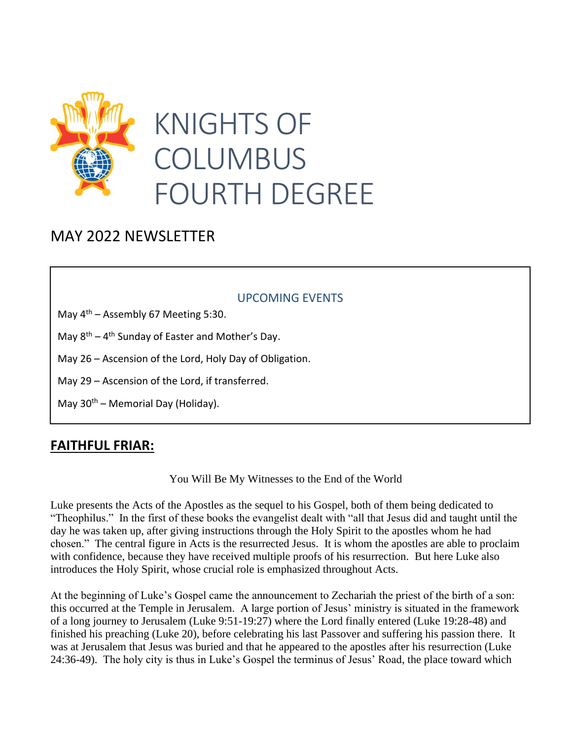# KNIGHTS OF COLUMBUS FOURTH DEGREE

## MAY 2022 NEWSLETTER

### UPCOMING EVENTS

May 4th – Assembly 67 Meeting 5:30.

May 8th – 4th Sunday of Easter and Mother's Day.

May 26 – Ascension of the Lord, Holy Day of Obligation.

May 29 – Ascension of the Lord, if transferred.

May 30th – Memorial Day (Holiday).

## FAITHFUL FRIAR:

You Will Be My Witnesses to the End of the World

Luke presents the Acts of the Apostles as the sequel to his Gospel, both of them being dedicated to "Theophilus." In the first of these books the evangelist dealt with "all that Jesus did and taught until the day he was taken up, after giving instructions through the Holy Spirit to the apostles whom he had chosen." The central figure in Acts is the resurrected Jesus. It is whom the apostles are able to proclaim with confidence, because they have received multiple proofs of his resurrection. But here Luke also introduces the Holy Spirit, whose crucial role is emphasized throughout Acts.

At the beginning of Luke's Gospel came the announcement to Zechariah the priest of the birth of a son: this occurred at the Temple in Jerusalem. A large portion of Jesus' ministry is situated in the framework of a long journey to Jerusalem (Luke 9:51-19:27) where the Lord finally entered (Luke 19:28-48) and finished his preaching (Luke 20), before celebrating his last Passover and suffering his passion there. It was at Jerusalem that Jesus was buried and that he appeared to the apostles after his resurrection (Luke 24:36-49). The holy city is thus in Luke's Gospel the terminus of Jesus' Road, the place toward which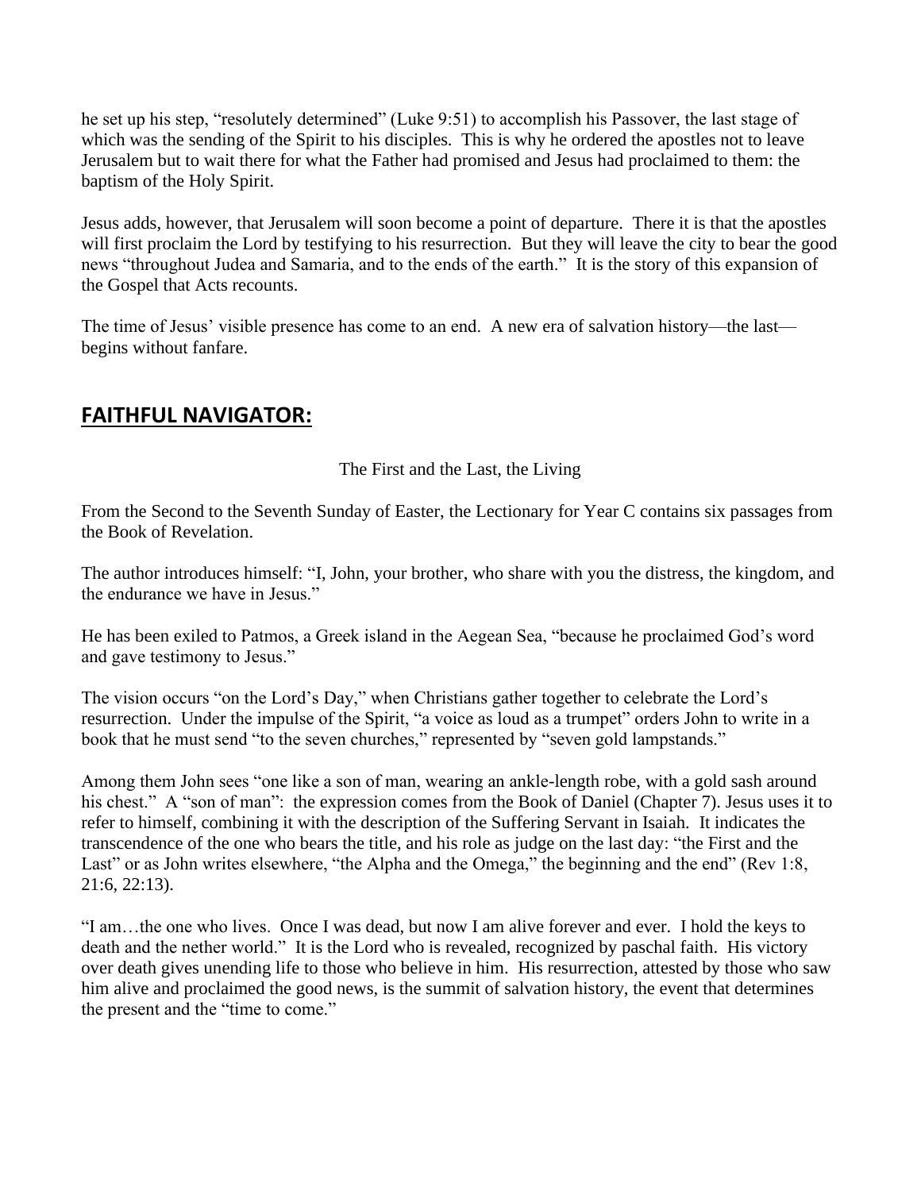he set up his step, "resolutely determined" (Luke 9:51) to accomplish his Passover, the last stage of which was the sending of the Spirit to his disciples. This is why he ordered the apostles not to leave Jerusalem but to wait there for what the Father had promised and Jesus had proclaimed to them: the baptism of the Holy Spirit.

Jesus adds, however, that Jerusalem will soon become a point of departure. There it is that the apostles will first proclaim the Lord by testifying to his resurrection. But they will leave the city to bear the good news "throughout Judea and Samaria, and to the ends of the earth." It is the story of this expansion of the Gospel that Acts recounts.

The time of Jesus' visible presence has come to an end. A new era of salvation history—the last—begins without fanfare.

## **FAITHFUL NAVIGATOR:**

The First and the Last, the Living

From the Second to the Seventh Sunday of Easter, the Lectionary for Year C contains six passages from the Book of Revelation.

The author introduces himself: "I, John, your brother, who share with you the distress, the kingdom, and the endurance we have in Jesus."

He has been exiled to Patmos, a Greek island in the Aegean Sea, "because he proclaimed God's word and gave testimony to Jesus."

The vision occurs "on the Lord's Day," when Christians gather together to celebrate the Lord's resurrection. Under the impulse of the Spirit, "a voice as loud as a trumpet" orders John to write in a book that he must send "to the seven churches," represented by "seven gold lampstands."

Among them John sees "one like a son of man, wearing an ankle-length robe, with a gold sash around his chest." A "son of man": the expression comes from the Book of Daniel (Chapter 7). Jesus uses it to refer to himself, combining it with the description of the Suffering Servant in Isaiah. It indicates the transcendence of the one who bears the title, and his role as judge on the last day: "the First and the Last" or as John writes elsewhere, "the Alpha and the Omega," the beginning and the end" (Rev 1:8, 21:6, 22:13).

"I am…the one who lives. Once I was dead, but now I am alive forever and ever. I hold the keys to death and the nether world." It is the Lord who is revealed, recognized by paschal faith. His victory over death gives unending life to those who believe in him. His resurrection, attested by those who saw him alive and proclaimed the good news, is the summit of salvation history, the event that determines the present and the "time to come."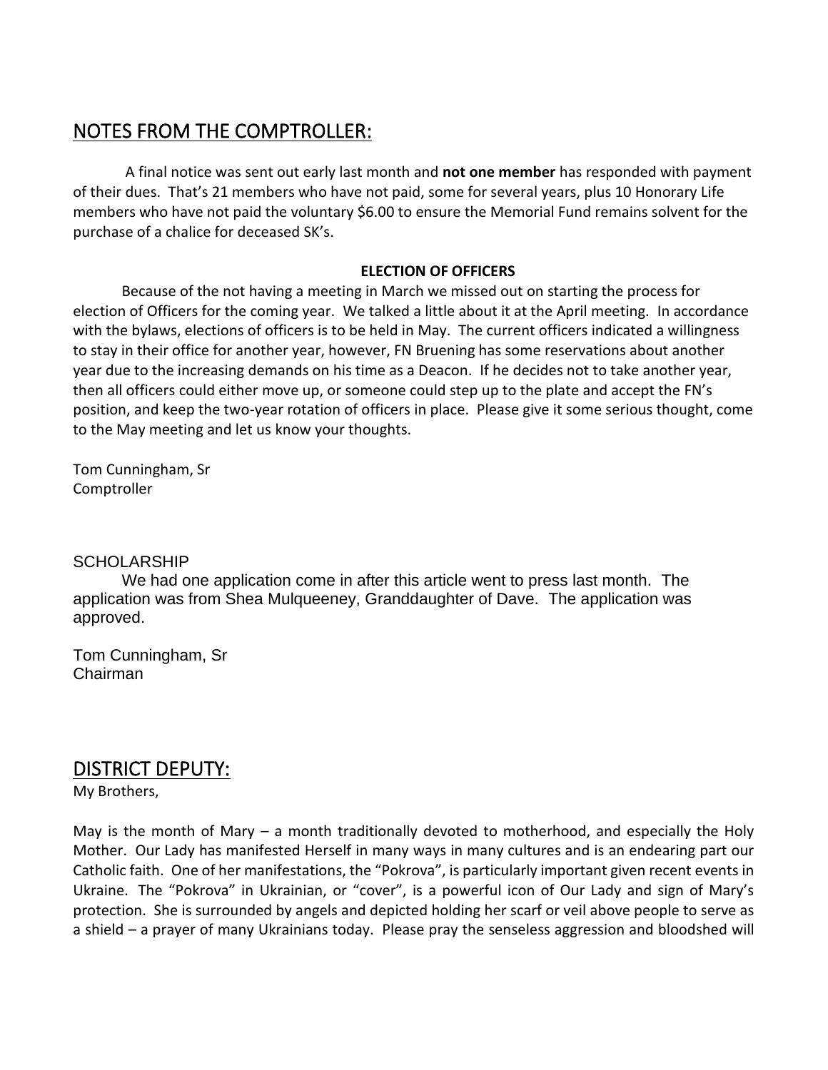## NOTES FROM THE COMPTROLLER:

A final notice was sent out early last month and **not one member** has responded with payment of their dues. That's 21 members who have not paid, some for several years, plus 10 Honorary Life members who have not paid the voluntary $6.00 to ensure the Memorial Fund remains solvent for the purchase of a chalice for deceased SK's.

**ELECTION OF OFFICERS**

Because of the not having a meeting in March we missed out on starting the process for election of Officers for the coming year. We talked a little about it at the April meeting. In accordance with the bylaws, elections of officers is to be held in May. The current officers indicated a willingness to stay in their office for another year, however, FN Bruening has some reservations about another year due to the increasing demands on his time as a Deacon. If he decides not to take another year, then all officers could either move up, or someone could step up to the plate and accept the FN's position, and keep the two-year rotation of officers in place. Please give it some serious thought, come to the May meeting and let us know your thoughts.

Tom Cunningham, Sr
Comptroller

SCHOLARSHIP

We had one application come in after this article went to press last month. The application was from Shea Mulqueeney, Granddaughter of Dave. The application was approved.

Tom Cunningham, Sr
Chairman

## DISTRICT DEPUTY:

My Brothers,

May is the month of Mary – a month traditionally devoted to motherhood, and especially the Holy Mother. Our Lady has manifested Herself in many ways in many cultures and is an endearing part our Catholic faith. One of her manifestations, the "Pokrova", is particularly important given recent events in Ukraine. The "Pokrova" in Ukrainian, or "cover", is a powerful icon of Our Lady and sign of Mary's protection. She is surrounded by angels and depicted holding her scarf or veil above people to serve as a shield – a prayer of many Ukrainians today. Please pray the senseless aggression and bloodshed will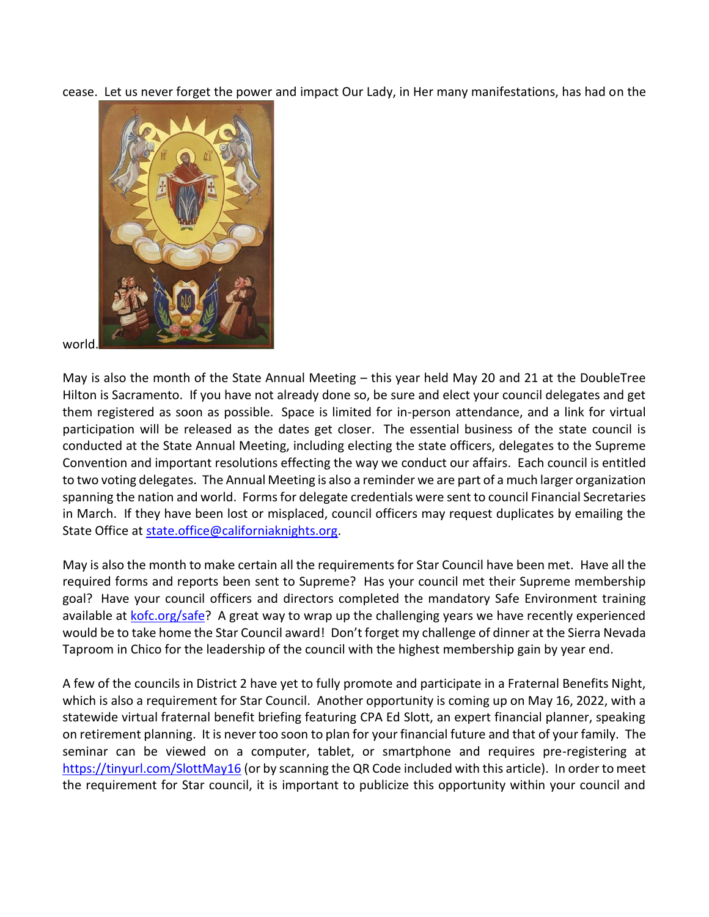cease. Let us never forget the power and impact Our Lady, in Her many manifestations, has had on the world.

May is also the month of the State Annual Meeting – this year held May 20 and 21 at the DoubleTree Hilton is Sacramento. If you have not already done so, be sure and elect your council delegates and get them registered as soon as possible. Space is limited for in-person attendance, and a link for virtual participation will be released as the dates get closer. The essential business of the state council is conducted at the State Annual Meeting, including electing the state officers, delegates to the Supreme Convention and important resolutions effecting the way we conduct our affairs. Each council is entitled to two voting delegates. The Annual Meeting is also a reminder we are part of a much larger organization spanning the nation and world. Forms for delegate credentials were sent to council Financial Secretaries in March. If they have been lost or misplaced, council officers may request duplicates by emailing the State Office at state.office@californiaknights.org.

May is also the month to make certain all the requirements for Star Council have been met. Have all the required forms and reports been sent to Supreme? Has your council met their Supreme membership goal? Have your council officers and directors completed the mandatory Safe Environment training available at kofc.org/safe? A great way to wrap up the challenging years we have recently experienced would be to take home the Star Council award! Don't forget my challenge of dinner at the Sierra Nevada Taproom in Chico for the leadership of the council with the highest membership gain by year end.

A few of the councils in District 2 have yet to fully promote and participate in a Fraternal Benefits Night, which is also a requirement for Star Council. Another opportunity is coming up on May 16, 2022, with a statewide virtual fraternal benefit briefing featuring CPA Ed Slott, an expert financial planner, speaking on retirement planning. It is never too soon to plan for your financial future and that of your family. The seminar can be viewed on a computer, tablet, or smartphone and requires pre-registering at https://tinyurl.com/SlottMay16 (or by scanning the QR Code included with this article). In order to meet the requirement for Star council, it is important to publicize this opportunity within your council and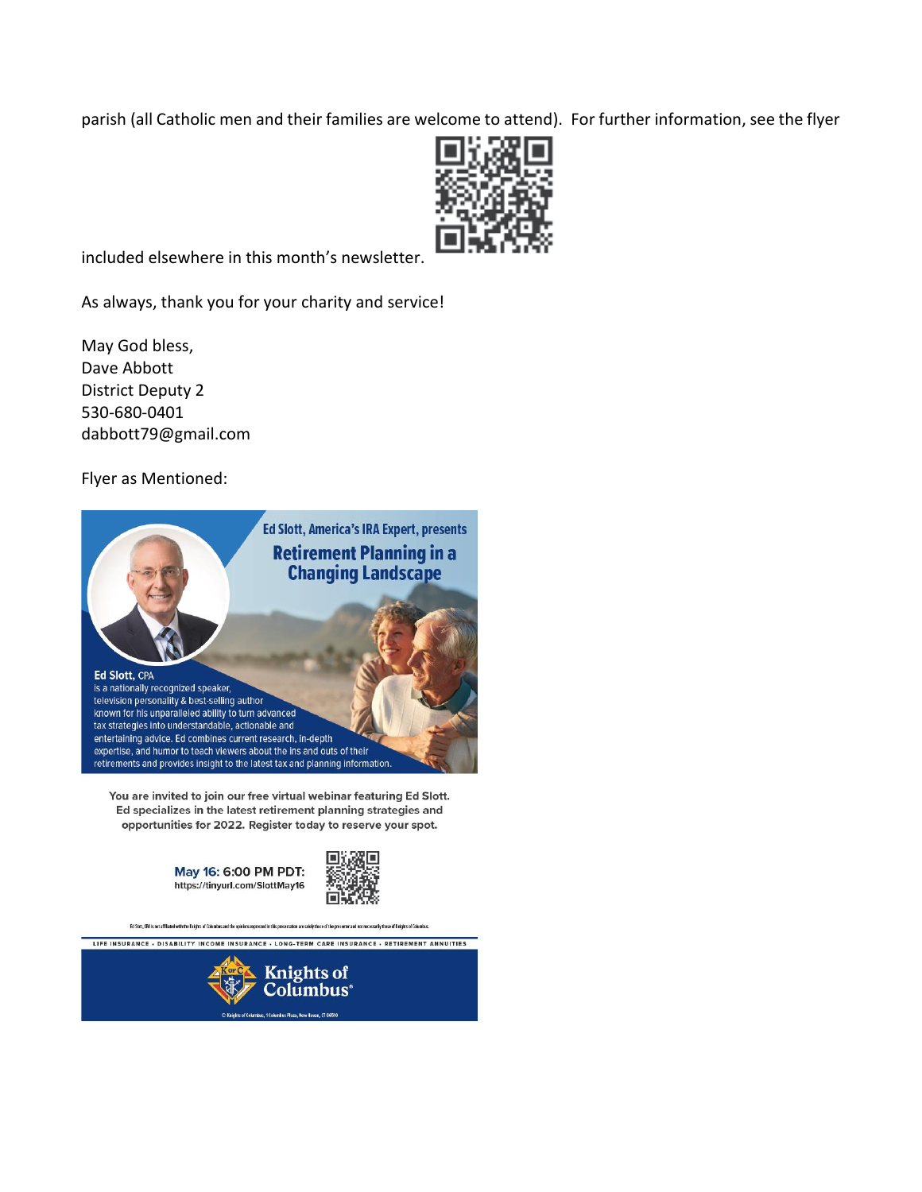parish (all Catholic men and their families are welcome to attend). For further information, see the flyer included elsewhere in this month's newsletter.

As always, thank you for your charity and service!

May God bless,
Dave Abbott
District Deputy 2
530-680-0401
dabbott79@gmail.com

Flyer as Mentioned:

Ed Slott, America's IRA Expert, presents

**Retirement Planning in a Changing Landscape**

**Ed Slott,** CPA
is a nationally recognized speaker, television personality & best-selling author known for his unparalleled ability to turn advanced tax strategies into understandable, actionable and entertaining advice. Ed combines current research, in-depth expertise, and humor to teach viewers about the ins and outs of their retirements and provides insight to the latest tax and planning information.

**You are invited to join our free virtual webinar featuring Ed Slott. Ed specializes in the latest retirement planning strategies and opportunities for 2022. Register today to reserve your spot.**

**May 16: 6:00 PM PDT:**
https://tinyurl.com/SlottMay16

Ed Slott, CPA is not affiliated with the Knights of Columbus and the opinions expressed in this presentation are solely those of the presenter and not necessarily those of Knights of Columbus.

LIFE INSURANCE • DISABILITY INCOME INSURANCE • LONG-TERM CARE INSURANCE • RETIREMENT ANNUITIES

Knights of Columbus®

© Knights of Columbus, 1 Columbus Plaza, New Haven, CT 06510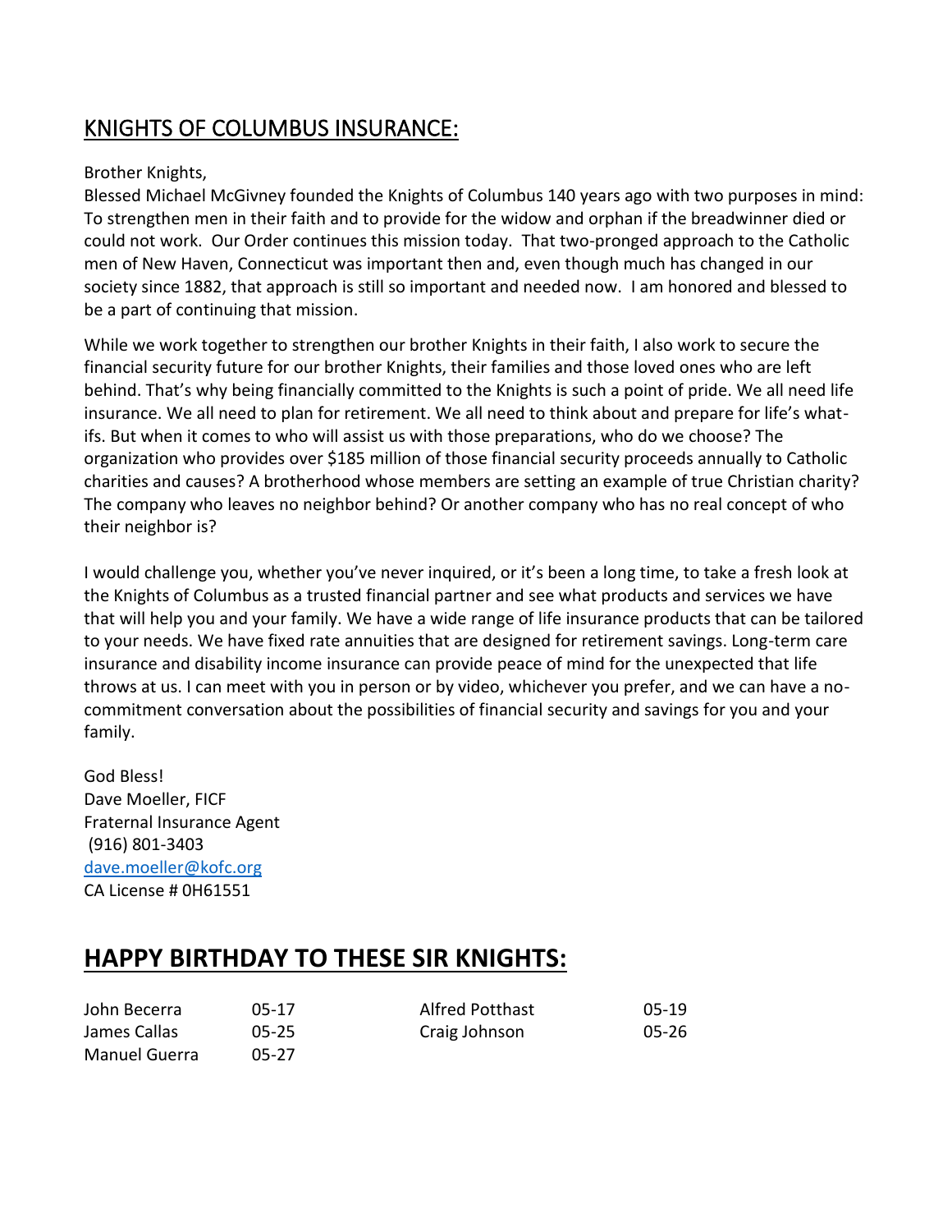## KNIGHTS OF COLUMBUS INSURANCE:

Brother Knights,

Blessed Michael McGivney founded the Knights of Columbus 140 years ago with two purposes in mind: To strengthen men in their faith and to provide for the widow and orphan if the breadwinner died or could not work. Our Order continues this mission today. That two-pronged approach to the Catholic men of New Haven, Connecticut was important then and, even though much has changed in our society since 1882, that approach is still so important and needed now. I am honored and blessed to be a part of continuing that mission.

While we work together to strengthen our brother Knights in their faith, I also work to secure the financial security future for our brother Knights, their families and those loved ones who are left behind. That's why being financially committed to the Knights is such a point of pride. We all need life insurance. We all need to plan for retirement. We all need to think about and prepare for life's what-ifs. But when it comes to who will assist us with those preparations, who do we choose? The organization who provides over $185 million of those financial security proceeds annually to Catholic charities and causes? A brotherhood whose members are setting an example of true Christian charity? The company who leaves no neighbor behind? Or another company who has no real concept of who their neighbor is?

I would challenge you, whether you've never inquired, or it's been a long time, to take a fresh look at the Knights of Columbus as a trusted financial partner and see what products and services we have that will help you and your family. We have a wide range of life insurance products that can be tailored to your needs. We have fixed rate annuities that are designed for retirement savings. Long-term care insurance and disability income insurance can provide peace of mind for the unexpected that life throws at us. I can meet with you in person or by video, whichever you prefer, and we can have a no-commitment conversation about the possibilities of financial security and savings for you and your family.

God Bless!
Dave Moeller, FICF
Fraternal Insurance Agent
(916) 801-3403
dave.moeller@kofc.org
CA License # 0H61551

## HAPPY BIRTHDAY TO THESE SIR KNIGHTS:

| | | | |
|---|---|---|---|
| John Becerra | 05-17 | Alfred Potthast | 05-19 |
| James Callas | 05-25 | Craig Johnson | 05-26 |
| Manuel Guerra | 05-27 | | |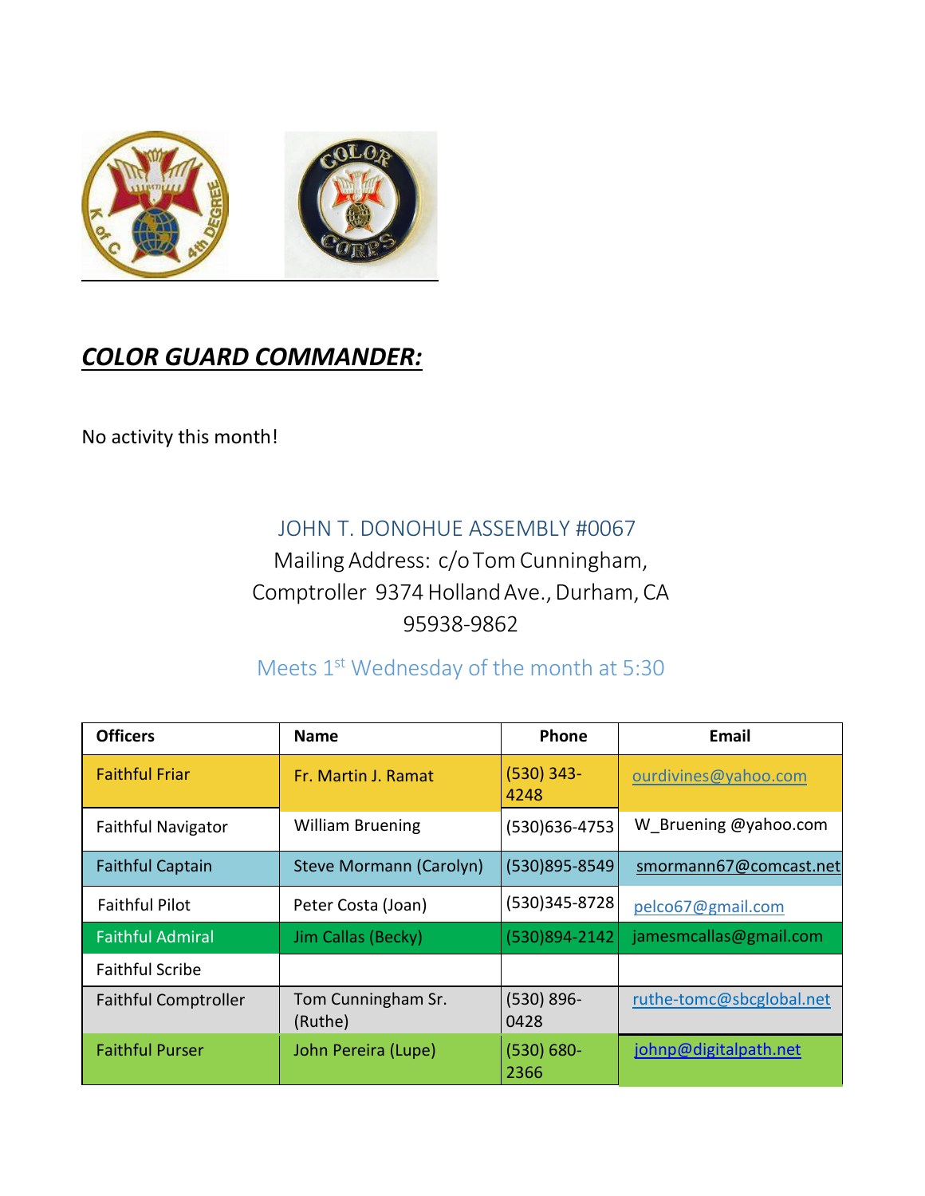## ***COLOR GUARD COMMANDER:***

No activity this month!

JOHN T. DONOHUE ASSEMBLY #0067

Mailing Address: c/o Tom Cunningham, Comptroller 9374 Holland Ave., Durham, CA 95938-9862

Meets 1st Wednesday of the month at 5:30

| Officers | Name | Phone | Email |
|---|---|---|---|
| Faithful Friar | Fr. Martin J. Ramat | (530) 343-4248 | ourdivines@yahoo.com |
| Faithful Navigator | William Bruening | (530)636-4753 | W_Bruening @yahoo.com |
| Faithful Captain | Steve Mormann (Carolyn) | (530)895-8549 | smormann67@comcast.net |
| Faithful Pilot | Peter Costa (Joan) | (530)345-8728 | pelco67@gmail.com |
| Faithful Admiral | Jim Callas (Becky) | (530)894-2142 | jamesmcallas@gmail.com |
| Faithful Scribe | | | |
| Faithful Comptroller | Tom Cunningham Sr. (Ruthe) | (530) 896-0428 | ruthe-tomc@sbcglobal.net |
| Faithful Purser | John Pereira (Lupe) | (530) 680-2366 | johnp@digitalpath.net |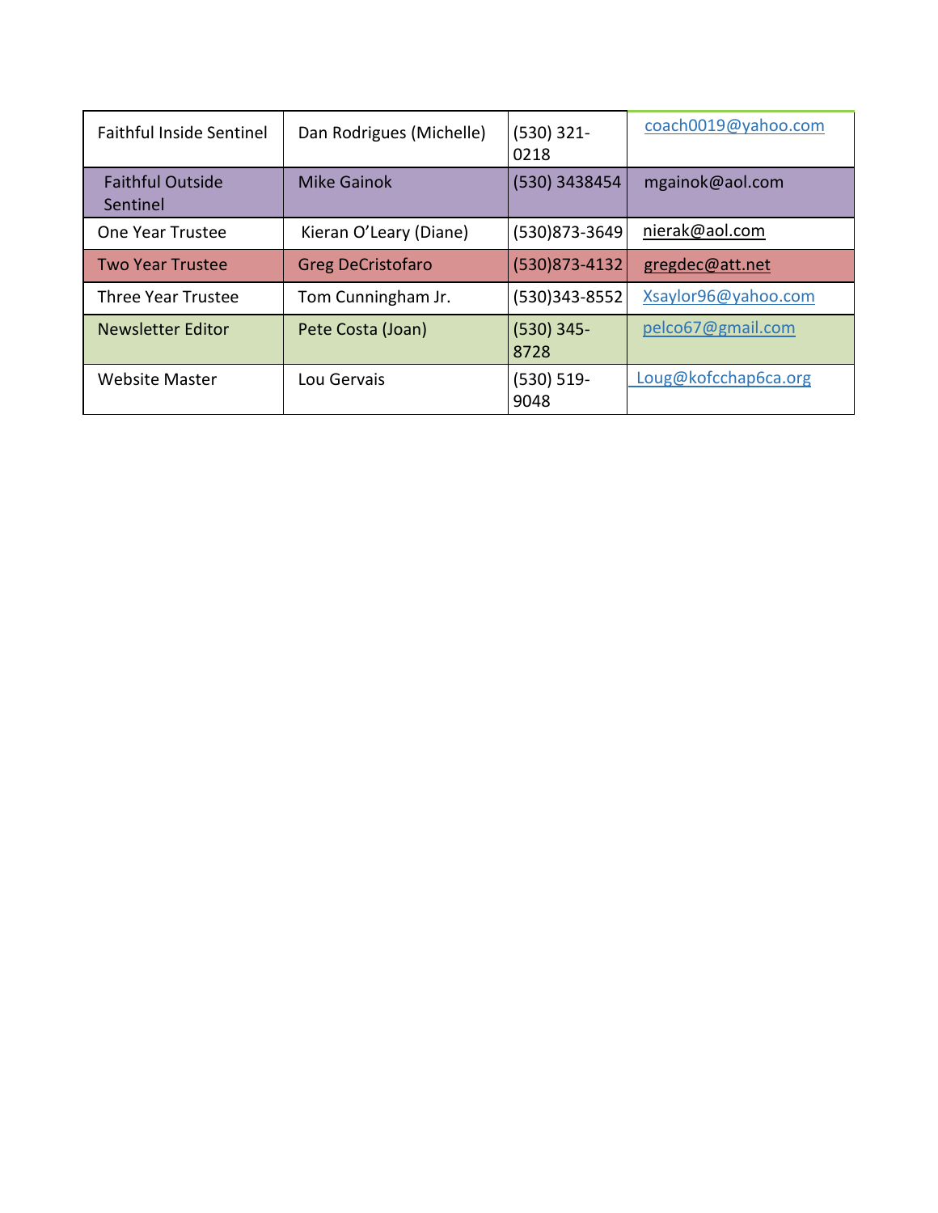| | | | |
|---|---|---|---|
| Faithful Inside Sentinel | Dan Rodrigues (Michelle) | (530) 321-0218 | coach0019@yahoo.com |
| Faithful Outside Sentinel | Mike Gainok | (530) 3438454 | mgainok@aol.com |
| One Year Trustee | Kieran O'Leary (Diane) | (530)873-3649 | nierak@aol.com |
| Two Year Trustee | Greg DeCristofaro | (530)873-4132 | gregdec@att.net |
| Three Year Trustee | Tom Cunningham Jr. | (530)343-8552 | Xsaylor96@yahoo.com |
| Newsletter Editor | Pete Costa (Joan) | (530) 345-8728 | pelco67@gmail.com |
| Website Master | Lou Gervais | (530) 519-9048 | Loug@kofcchap6ca.org |